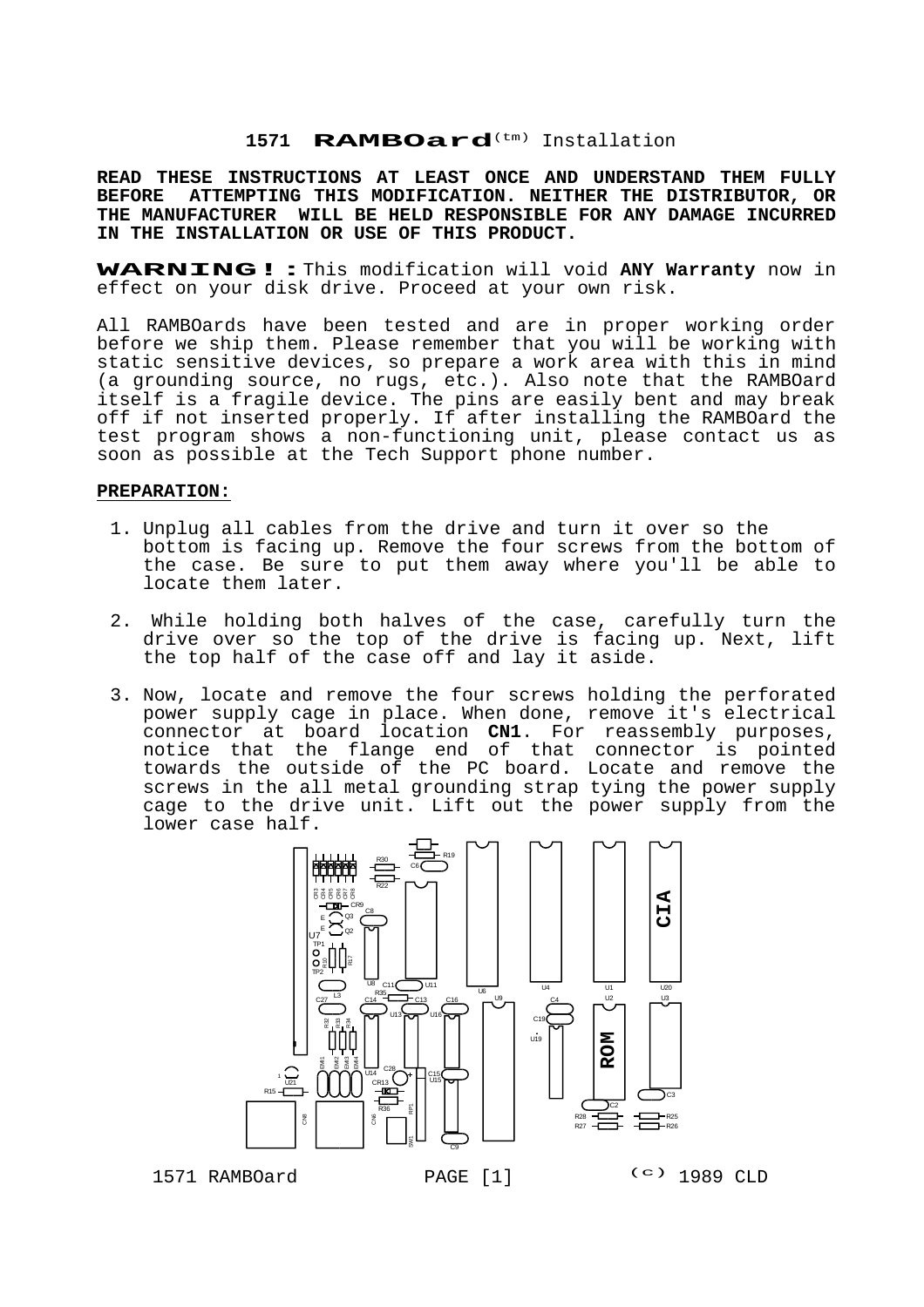# 1571 RAMBOard(tm) Installation

**READ THESE INSTRUCTIONS AT LEAST ONCE AND UNDERSTAND THEM FULLY BEFORE ATTEMPTING THIS MODIFICATION. NEITHER THE DISTRIBUTOR, OR THE MANUFACTURER WILL BE HELD RESPONSIBLE FOR ANY DAMAGE INCURRED IN THE INSTALLATION OR USE OF THIS PRODUCT.**

**WARNING!:** This modification will void **ANY Warranty** now in effect on your disk drive. Proceed at your own risk.

All RAMBOards have been tested and are in proper working order before we ship them. Please remember that you will be working with static sensitive devices, so prepare a work area with this in mind (a grounding source, no rugs, etc.). Also note that the RAMBOard itself is a fragile device. The pins are easily bent and may break off if not inserted properly. If after installing the RAMBOard the test program shows a non-functioning unit, please contact us as soon as possible at the Tech Support phone number.

**PREPARATION:**

1. Unplug all cables from the drive and turn it over so the bottom is facing up. Remove the four screws from the bottom of the case. Be sure to put them away where you'll be able to locate them later.

2. While holding both halves of the case, carefully turn the drive over so the top of the drive is facing up. Next, lift the top half of the case off and lay it aside.

3. Now, locate and remove the four screws holding the perforated power supply cage in place. When done, remove it's electrical connector at board location **CN1**. For reassembly purposes, notice that the flange end of that connector is pointed towards the outside of the PC board. Locate and remove the screws in the all metal grounding strap tying the power supply cage to the drive unit. Lift out the power supply from the lower case half.

1571 RAMBOard (c) 1989 CLD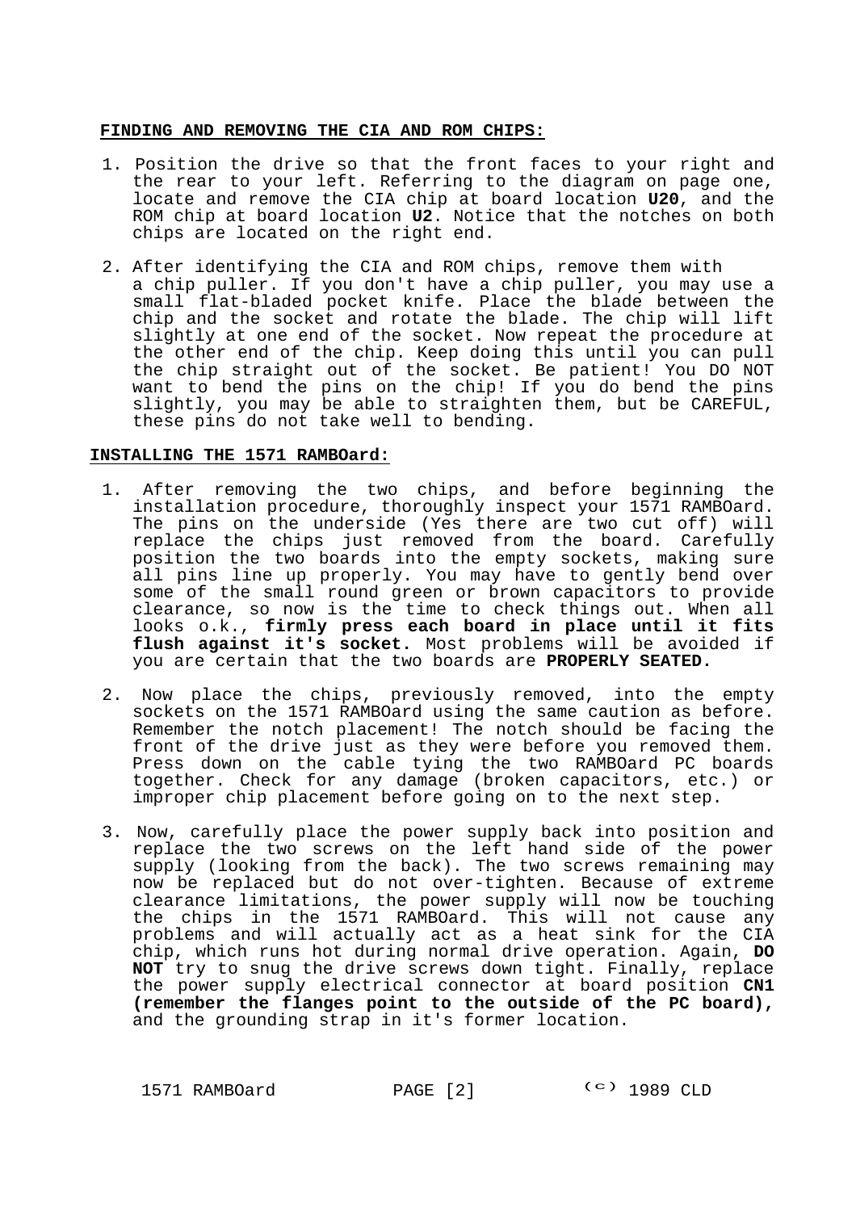## FINDING AND REMOVING THE CIA AND ROM CHIPS:

1. Position the drive so that the front faces to your right and the rear to your left. Referring to the diagram on page one, locate and remove the CIA chip at board location **U20**, and the ROM chip at board location **U2**. Notice that the notches on both chips are located on the right end.

2. After identifying the CIA and ROM chips, remove them with a chip puller. If you don't have a chip puller, you may use a small flat-bladed pocket knife. Place the blade between the chip and the socket and rotate the blade. The chip will lift slightly at one end of the socket. Now repeat the procedure at the other end of the chip. Keep doing this until you can pull the chip straight out of the socket. Be patient! You DO NOT want to bend the pins on the chip! If you do bend the pins slightly, you may be able to straighten them, but be CAREFUL, these pins do not take well to bending.

## INSTALLING THE 1571 RAMBOard:

1. After removing the two chips, and before beginning the installation procedure, thoroughly inspect your 1571 RAMBOard. The pins on the underside (Yes there are two cut off) will replace the chips just removed from the board. Carefully position the two boards into the empty sockets, making sure all pins line up properly. You may have to gently bend over some of the small round green or brown capacitors to provide clearance, so now is the time to check things out. When all looks o.k., **firmly press each board in place until it fits flush against it's socket.** Most problems will be avoided if you are certain that the two boards are **PROPERLY SEATED.**

2. Now place the chips, previously removed, into the empty sockets on the 1571 RAMBOard using the same caution as before. Remember the notch placement! The notch should be facing the front of the drive just as they were before you removed them. Press down on the cable tying the two RAMBOard PC boards together. Check for any damage (broken capacitors, etc.) or improper chip placement before going on to the next step.

3. Now, carefully place the power supply back into position and replace the two screws on the left hand side of the power supply (looking from the back). The two screws remaining may now be replaced but do not over-tighten. Because of extreme clearance limitations, the power supply will now be touching the chips in the 1571 RAMBOard. This will not cause any problems and will actually act as a heat sink for the CIA chip, which runs hot during normal drive operation. Again, **DO NOT** try to snug the drive screws down tight. Finally, replace the power supply electrical connector at board position **CN1 (remember the flanges point to the outside of the PC board),** and the grounding strap in it's former location.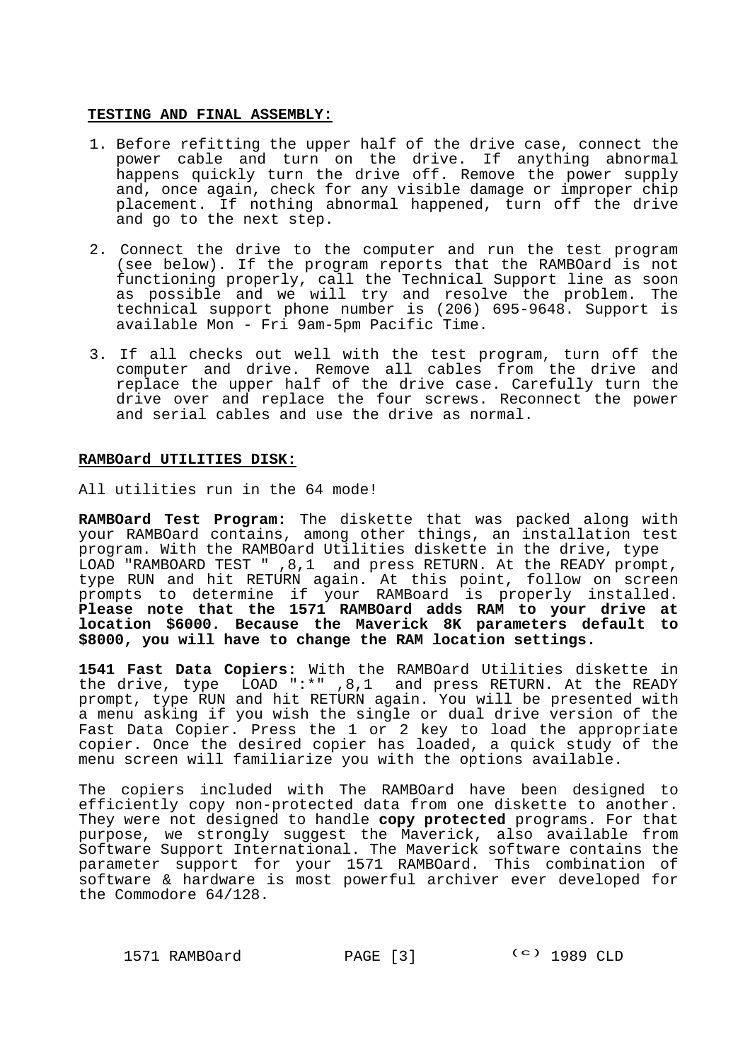## TESTING AND FINAL ASSEMBLY:

1. Before refitting the upper half of the drive case, connect the power cable and turn on the drive. If anything abnormal happens quickly turn the drive off. Remove the power supply and, once again, check for any visible damage or improper chip placement. If nothing abnormal happened, turn off the drive and go to the next step.

2. Connect the drive to the computer and run the test program (see below). If the program reports that the RAMBOard is not functioning properly, call the Technical Support line as soon as possible and we will try and resolve the problem. The technical support phone number is (206) 695-9648. Support is available Mon - Fri 9am-5pm Pacific Time.

3. If all checks out well with the test program, turn off the computer and drive. Remove all cables from the drive and replace the upper half of the drive case. Carefully turn the drive over and replace the four screws. Reconnect the power and serial cables and use the drive as normal.

## RAMBOard UTILITIES DISK:

All utilities run in the 64 mode!

**RAMBOard Test Program:** The diskette that was packed along with your RAMBOard contains, among other things, an installation test program. With the RAMBOard Utilities diskette in the drive, type LOAD "RAMBOARD TEST " ,8,1 and press RETURN. At the READY prompt, type RUN and hit RETURN again. At this point, follow on screen prompts to determine if your RAMBoard is properly installed. **Please note that the 1571 RAMBOard adds RAM to your drive at location $6000. Because the Maverick 8K parameters default to $8000, you will have to change the RAM location settings.**

**1541 Fast Data Copiers:** With the RAMBOard Utilities diskette in the drive, type LOAD ":*" ,8,1 and press RETURN. At the READY prompt, type RUN and hit RETURN again. You will be presented with a menu asking if you wish the single or dual drive version of the Fast Data Copier. Press the 1 or 2 key to load the appropriate copier. Once the desired copier has loaded, a quick study of the menu screen will familiarize you with the options available.

The copiers included with The RAMBOard have been designed to efficiently copy non-protected data from one diskette to another. They were not designed to handle **copy protected** programs. For that purpose, we strongly suggest the Maverick, also available from Software Support International. The Maverick software contains the parameter support for your 1571 RAMBOard. This combination of software & hardware is most powerful archiver ever developed for the Commodore 64/128.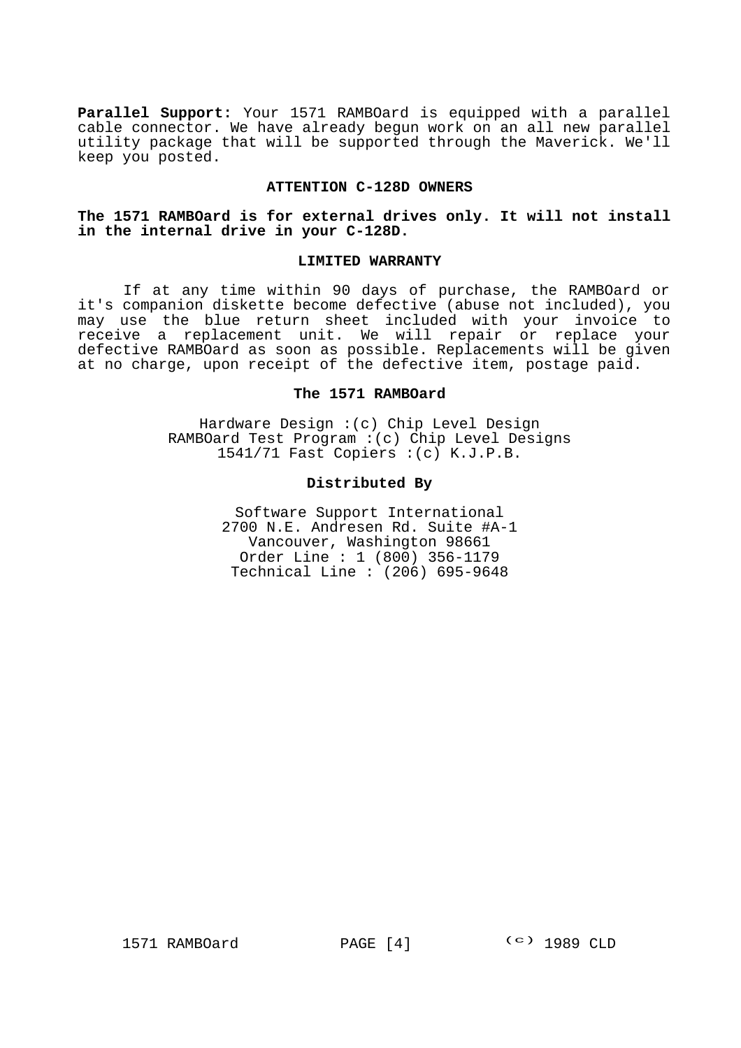**Parallel Support:** Your 1571 RAMBOard is equipped with a parallel cable connector. We have already begun work on an all new parallel utility package that will be supported through the Maverick. We'll keep you posted.

## ATTENTION C-128D OWNERS

**The 1571 RAMBOard is for external drives only. It will not install in the internal drive in your C-128D.**

## LIMITED WARRANTY

If at any time within 90 days of purchase, the RAMBOard or it's companion diskette become defective (abuse not included), you may use the blue return sheet included with your invoice to receive a replacement unit. We will repair or replace your defective RAMBOard as soon as possible. Replacements will be given at no charge, upon receipt of the defective item, postage paid.

## The 1571 RAMBOard

Hardware Design :(c) Chip Level Design
RAMBOard Test Program :(c) Chip Level Designs
1541/71 Fast Copiers :(c) K.J.P.B.

## Distributed By

Software Support International
2700 N.E. Andresen Rd. Suite #A-1
Vancouver, Washington 98661
Order Line : 1 (800) 356-1179
Technical Line : (206) 695-9648